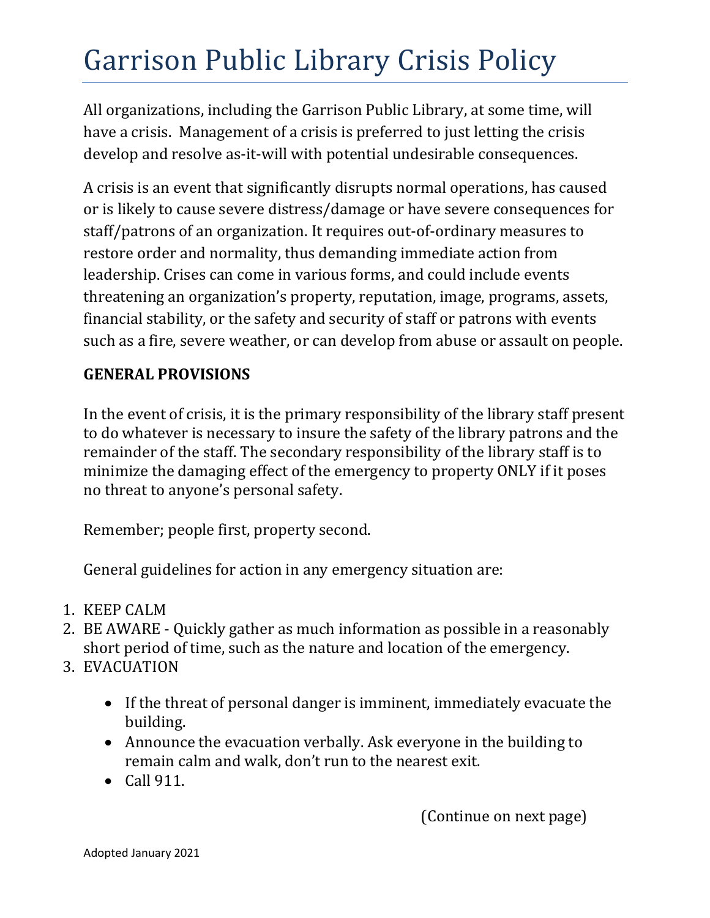# Garrison Public Library Crisis Policy

All organizations, including the Garrison Public Library, at some time, will have a crisis. Management of a crisis is preferred to just letting the crisis develop and resolve as-it-will with potential undesirable consequences.

A crisis is an event that significantly disrupts normal operations, has caused or is likely to cause severe distress/damage or have severe consequences for staff/patrons of an organization. It requires out-of-ordinary measures to restore order and normality, thus demanding immediate action from leadership. Crises can come in various forms, and could include events threatening an organization's property, reputation, image, programs, assets, financial stability, or the safety and security of staff or patrons with events such as a fire, severe weather, or can develop from abuse or assault on people.

**GENERAL PROVISIONS**

In the event of crisis, it is the primary responsibility of the library staff present to do whatever is necessary to insure the safety of the library patrons and the remainder of the staff. The secondary responsibility of the library staff is to minimize the damaging effect of the emergency to property ONLY if it poses no threat to anyone's personal safety.

Remember; people first, property second.

General guidelines for action in any emergency situation are:

1. KEEP CALM
2. BE AWARE - Quickly gather as much information as possible in a reasonably short period of time, such as the nature and location of the emergency.
3. EVACUATION
    - If the threat of personal danger is imminent, immediately evacuate the building.
    - Announce the evacuation verbally. Ask everyone in the building to remain calm and walk, don't run to the nearest exit.
    - Call 911.

(Continue on next page)

Adopted January 2021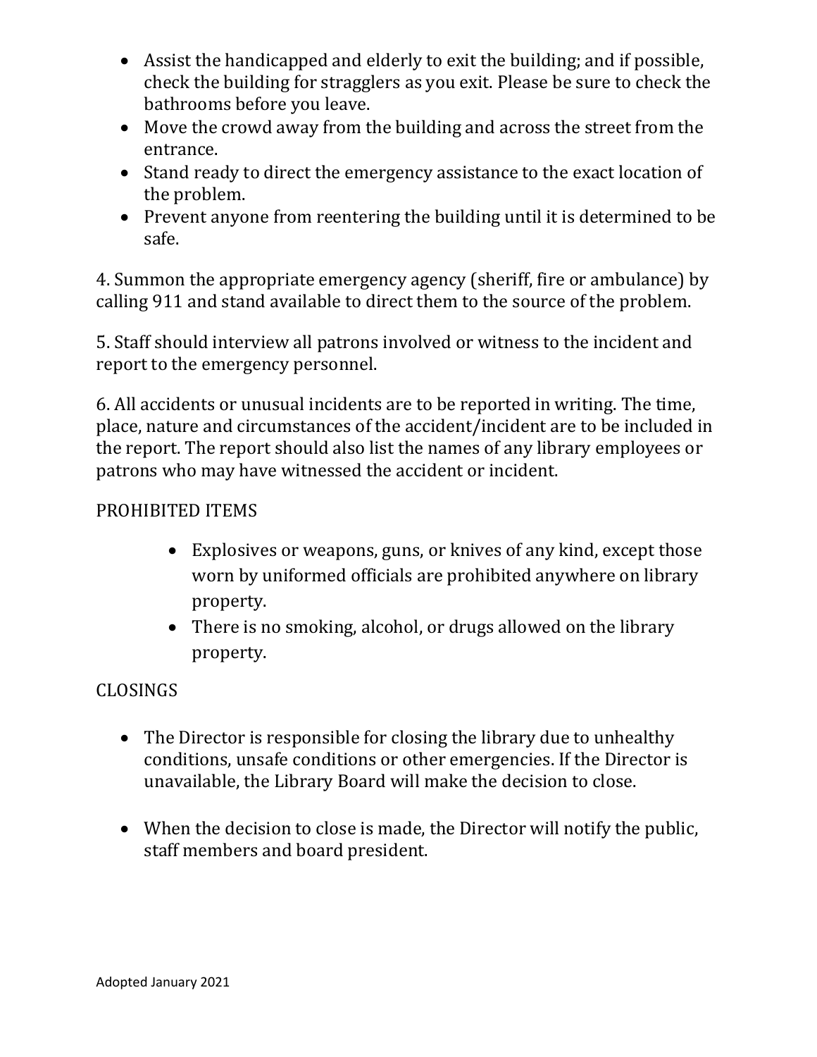- Assist the handicapped and elderly to exit the building; and if possible, check the building for stragglers as you exit. Please be sure to check the bathrooms before you leave.
- Move the crowd away from the building and across the street from the entrance.
- Stand ready to direct the emergency assistance to the exact location of the problem.
- Prevent anyone from reentering the building until it is determined to be safe.

4. Summon the appropriate emergency agency (sheriff, fire or ambulance) by calling 911 and stand available to direct them to the source of the problem.

5. Staff should interview all patrons involved or witness to the incident and report to the emergency personnel.

6. All accidents or unusual incidents are to be reported in writing. The time, place, nature and circumstances of the accident/incident are to be included in the report. The report should also list the names of any library employees or patrons who may have witnessed the accident or incident.

## PROHIBITED ITEMS

- Explosives or weapons, guns, or knives of any kind, except those worn by uniformed officials are prohibited anywhere on library property.
- There is no smoking, alcohol, or drugs allowed on the library property.

## CLOSINGS

- The Director is responsible for closing the library due to unhealthy conditions, unsafe conditions or other emergencies. If the Director is unavailable, the Library Board will make the decision to close.

- When the decision to close is made, the Director will notify the public, staff members and board president.

Adopted January 2021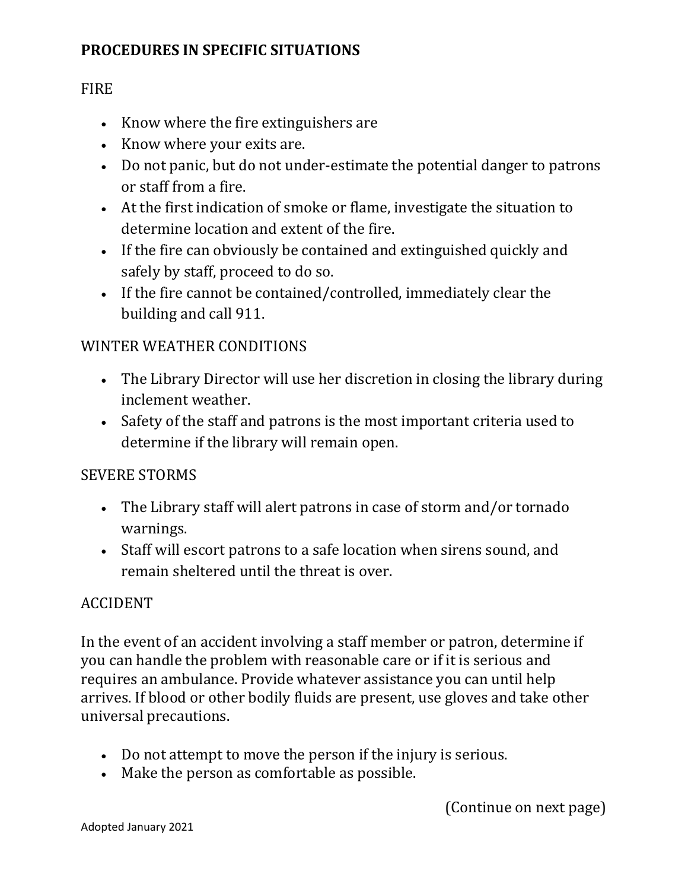**PROCEDURES IN SPECIFIC SITUATIONS**

FIRE

- Know where the fire extinguishers are
- Know where your exits are.
- Do not panic, but do not under-estimate the potential danger to patrons or staff from a fire.
- At the first indication of smoke or flame, investigate the situation to determine location and extent of the fire.
- If the fire can obviously be contained and extinguished quickly and safely by staff, proceed to do so.
- If the fire cannot be contained/controlled, immediately clear the building and call 911.

WINTER WEATHER CONDITIONS

- The Library Director will use her discretion in closing the library during inclement weather.
- Safety of the staff and patrons is the most important criteria used to determine if the library will remain open.

SEVERE STORMS

- The Library staff will alert patrons in case of storm and/or tornado warnings.
- Staff will escort patrons to a safe location when sirens sound, and remain sheltered until the threat is over.

ACCIDENT

In the event of an accident involving a staff member or patron, determine if you can handle the problem with reasonable care or if it is serious and requires an ambulance. Provide whatever assistance you can until help arrives. If blood or other bodily fluids are present, use gloves and take other universal precautions.

- Do not attempt to move the person if the injury is serious.
- Make the person as comfortable as possible.

(Continue on next page)

Adopted January 2021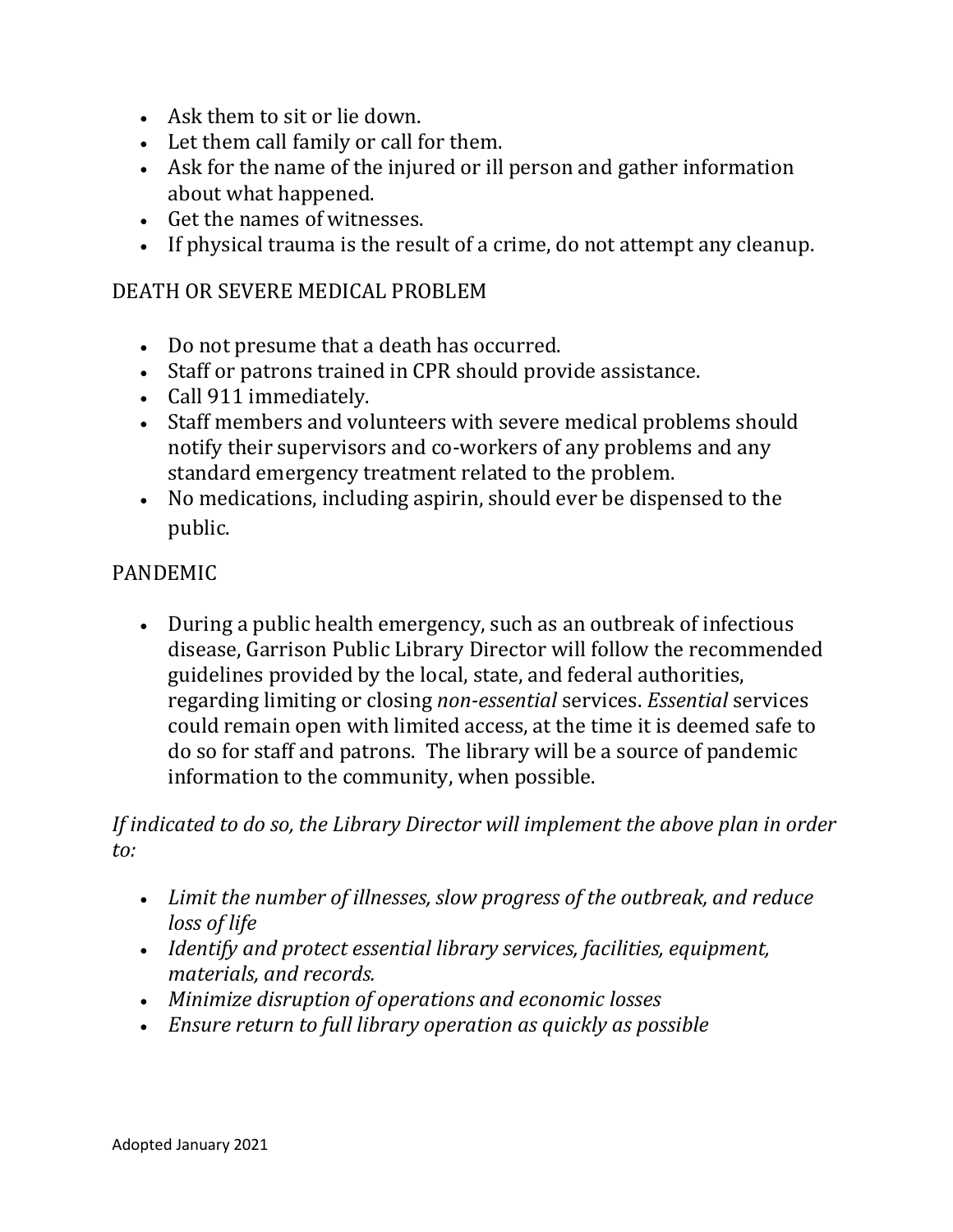- Ask them to sit or lie down.
- Let them call family or call for them.
- Ask for the name of the injured or ill person and gather information about what happened.
- Get the names of witnesses.
- If physical trauma is the result of a crime, do not attempt any cleanup.

## DEATH OR SEVERE MEDICAL PROBLEM

- Do not presume that a death has occurred.
- Staff or patrons trained in CPR should provide assistance.
- Call 911 immediately.
- Staff members and volunteers with severe medical problems should notify their supervisors and co-workers of any problems and any standard emergency treatment related to the problem.
- No medications, including aspirin, should ever be dispensed to the public.

## PANDEMIC

- During a public health emergency, such as an outbreak of infectious disease, Garrison Public Library Director will follow the recommended guidelines provided by the local, state, and federal authorities, regarding limiting or closing *non-essential* services. *Essential* services could remain open with limited access, at the time it is deemed safe to do so for staff and patrons. The library will be a source of pandemic information to the community, when possible.

*If indicated to do so, the Library Director will implement the above plan in order to:*

- *Limit the number of illnesses, slow progress of the outbreak, and reduce loss of life*
- *Identify and protect essential library services, facilities, equipment, materials, and records.*
- *Minimize disruption of operations and economic losses*
- *Ensure return to full library operation as quickly as possible*

Adopted January 2021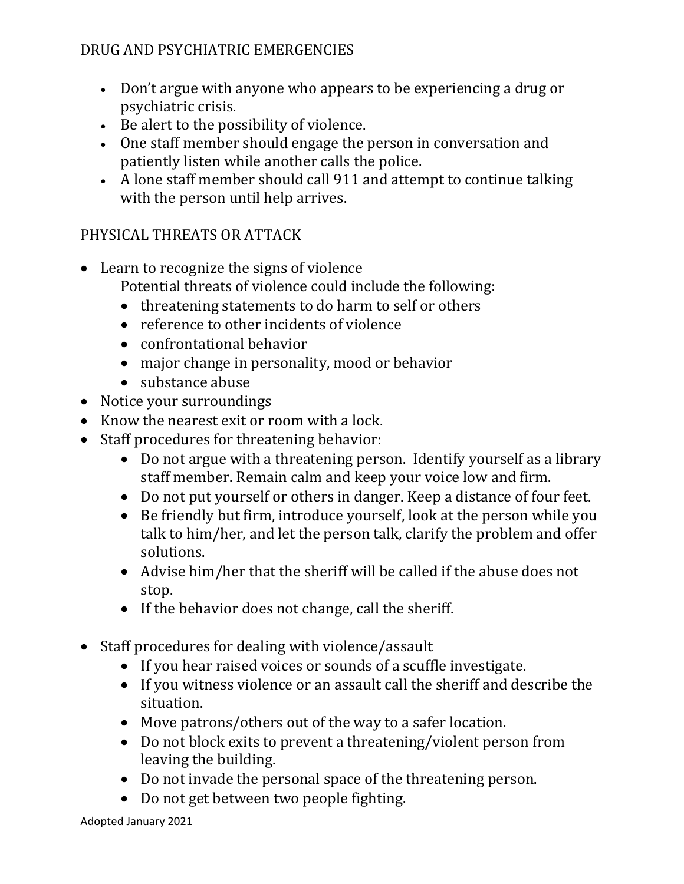## DRUG AND PSYCHIATRIC EMERGENCIES

- Don't argue with anyone who appears to be experiencing a drug or psychiatric crisis.
- Be alert to the possibility of violence.
- One staff member should engage the person in conversation and patiently listen while another calls the police.
- A lone staff member should call 911 and attempt to continue talking with the person until help arrives.

## PHYSICAL THREATS OR ATTACK

- Learn to recognize the signs of violence
  Potential threats of violence could include the following:
  - threatening statements to do harm to self or others
  - reference to other incidents of violence
  - confrontational behavior
  - major change in personality, mood or behavior
  - substance abuse
- Notice your surroundings
- Know the nearest exit or room with a lock.
- Staff procedures for threatening behavior:
  - Do not argue with a threatening person. Identify yourself as a library staff member. Remain calm and keep your voice low and firm.
  - Do not put yourself or others in danger. Keep a distance of four feet.
  - Be friendly but firm, introduce yourself, look at the person while you talk to him/her, and let the person talk, clarify the problem and offer solutions.
  - Advise him/her that the sheriff will be called if the abuse does not stop.
  - If the behavior does not change, call the sheriff.

- Staff procedures for dealing with violence/assault
  - If you hear raised voices or sounds of a scuffle investigate.
  - If you witness violence or an assault call the sheriff and describe the situation.
  - Move patrons/others out of the way to a safer location.
  - Do not block exits to prevent a threatening/violent person from leaving the building.
  - Do not invade the personal space of the threatening person.
  - Do not get between two people fighting.

Adopted January 2021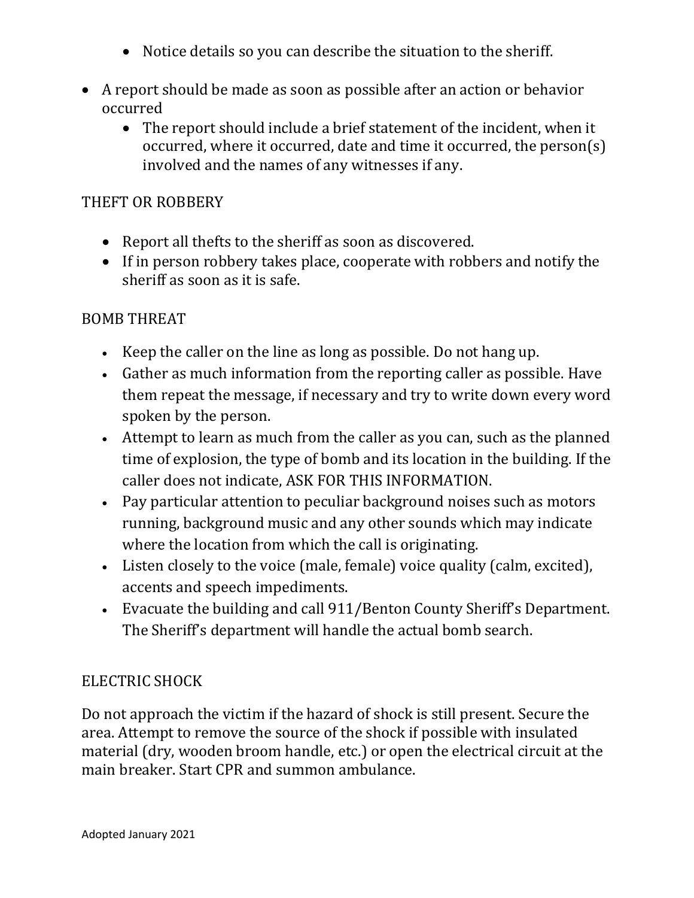- Notice details so you can describe the situation to the sheriff.

- A report should be made as soon as possible after an action or behavior occurred
  - The report should include a brief statement of the incident, when it occurred, where it occurred, date and time it occurred, the person(s) involved and the names of any witnesses if any.

## THEFT OR ROBBERY

- Report all thefts to the sheriff as soon as discovered.
- If in person robbery takes place, cooperate with robbers and notify the sheriff as soon as it is safe.

## BOMB THREAT

- Keep the caller on the line as long as possible. Do not hang up.
- Gather as much information from the reporting caller as possible. Have them repeat the message, if necessary and try to write down every word spoken by the person.
- Attempt to learn as much from the caller as you can, such as the planned time of explosion, the type of bomb and its location in the building. If the caller does not indicate, ASK FOR THIS INFORMATION.
- Pay particular attention to peculiar background noises such as motors running, background music and any other sounds which may indicate where the location from which the call is originating.
- Listen closely to the voice (male, female) voice quality (calm, excited), accents and speech impediments.
- Evacuate the building and call 911/Benton County Sheriff's Department. The Sheriff's department will handle the actual bomb search.

## ELECTRIC SHOCK

Do not approach the victim if the hazard of shock is still present. Secure the area. Attempt to remove the source of the shock if possible with insulated material (dry, wooden broom handle, etc.) or open the electrical circuit at the main breaker. Start CPR and summon ambulance.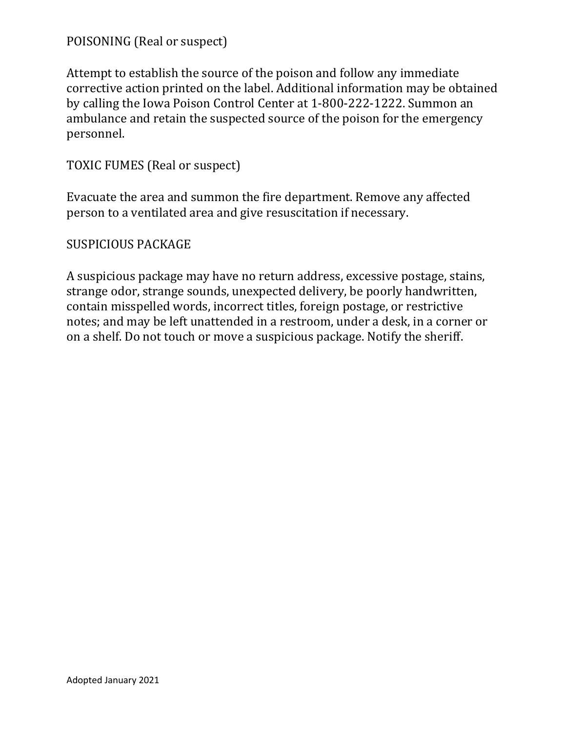## POISONING (Real or suspect)

Attempt to establish the source of the poison and follow any immediate corrective action printed on the label. Additional information may be obtained by calling the Iowa Poison Control Center at 1-800-222-1222. Summon an ambulance and retain the suspected source of the poison for the emergency personnel.

## TOXIC FUMES (Real or suspect)

Evacuate the area and summon the fire department. Remove any affected person to a ventilated area and give resuscitation if necessary.

## SUSPICIOUS PACKAGE

A suspicious package may have no return address, excessive postage, stains, strange odor, strange sounds, unexpected delivery, be poorly handwritten, contain misspelled words, incorrect titles, foreign postage, or restrictive notes; and may be left unattended in a restroom, under a desk, in a corner or on a shelf. Do not touch or move a suspicious package. Notify the sheriff.

Adopted January 2021